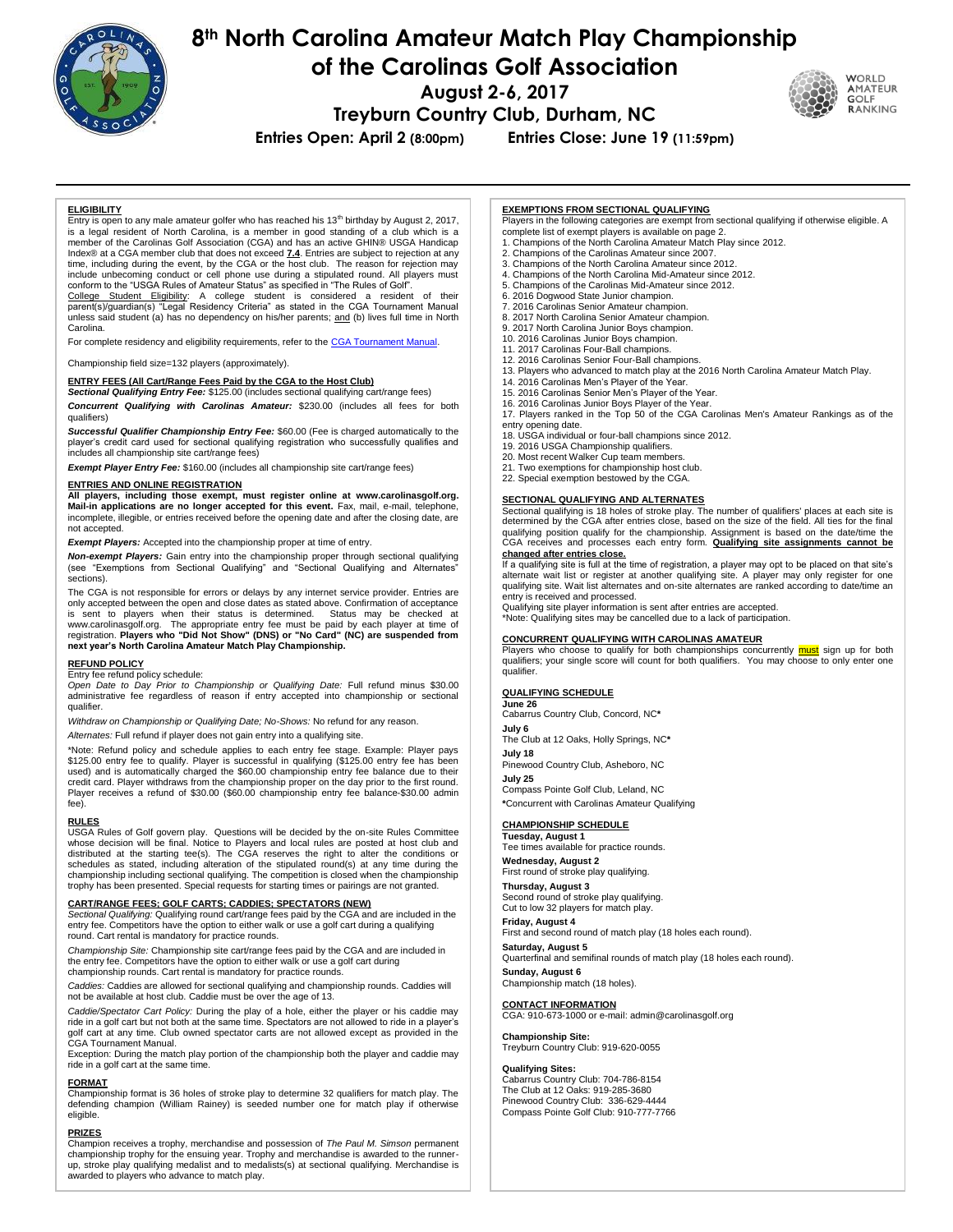# 8th North Carolina Amateur Match Play Championship of the Carolinas Golf Association

**August 2-6, 2017**

**Treyburn Country Club, Durham, NC**

**Entries Open: April 2 (8:00pm) Entries Close: June 19 (11:59pm)**

## ELIGIBILITY

Entry is open to any male amateur golfer who has reached his 13th birthday by August 2, 2017, is a legal resident of North Carolina, is a member in good standing of a club which is a member of the Carolinas Golf Association (CGA) and has an active GHIN® USGA Handicap Index® at a CGA member club that does not exceed **7.4**. Entries are subject to rejection at any time, including during the event, by the CGA or the host club. The reason for rejection may include unbecoming conduct or cell phone use during a stipulated round. All players must conform to the "USGA Rules of Amateur Status" as specified in "The Rules of Golf".

College Student Eligibility: A college student is considered a resident of their parent(s)/guardian(s) "Legal Residency Criteria" as stated in the CGA Tournament Manual unless said student (a) has no dependency on his/her parents; and (b) lives full time in North Carolina.

For complete residency and eligibility requirements, refer to the CGA Tournament Manual.

Championship field size=132 players (approximately).

## ENTRY FEES (All Cart/Range Fees Paid by the CGA to the Host Club)

***Sectional Qualifying Entry Fee:*** $125.00 (includes sectional qualifying cart/range fees)

***Concurrent Qualifying with Carolinas Amateur:*** $230.00 (includes all fees for both qualifiers)

***Successful Qualifier Championship Entry Fee:*** $60.00 (Fee is charged automatically to the player's credit card used for sectional qualifying registration who successfully qualifies and includes all championship site cart/range fees)

***Exempt Player Entry Fee:*** $160.00 (includes all championship site cart/range fees)

## ENTRIES AND ONLINE REGISTRATION

**All players, including those exempt, must register online at www.carolinasgolf.org. Mail-in applications are no longer accepted for this event.** Fax, mail, e-mail, telephone, incomplete, illegible, or entries received before the opening date and after the closing date, are not accepted.

***Exempt Players:*** Accepted into the championship proper at time of entry.

***Non-exempt Players:*** Gain entry into the championship proper through sectional qualifying (see "Exemptions from Sectional Qualifying" and "Sectional Qualifying and Alternates" sections).

The CGA is not responsible for errors or delays by any internet service provider. Entries are only accepted between the open and close dates as stated above. Confirmation of acceptance is sent to players when their status is determined. Status may be checked at www.carolinasgolf.org. The appropriate entry fee must be paid by each player at time of registration. **Players who "Did Not Show" (DNS) or "No Card" (NC) are suspended from next year's North Carolina Amateur Match Play Championship.**

## REFUND POLICY

Entry fee refund policy schedule:

*Open Date to Day Prior to Championship or Qualifying Date:* Full refund minus $30.00 administrative fee regardless of reason if entry accepted into championship or sectional qualifier.

*Withdraw on Championship or Qualifying Date; No-Shows:* No refund for any reason.

*Alternates:* Full refund if player does not gain entry into a qualifying site.

*Note: Refund policy and schedule applies to each entry fee stage. Example: Player pays $125.00 entry fee to qualify. Player is successful in qualifying ($125.00 entry fee has been used) and is automatically charged the $60.00 championship entry fee balance due to their credit card. Player withdraws from the championship proper on the day prior to the first round. Player receives a refund of $30.00 ($60.00 championship entry fee balance-$30.00 admin fee).

## RULES

USGA Rules of Golf govern play. Questions will be decided by the on-site Rules Committee whose decision will be final. Notice to Players and local rules are posted at host club and distributed at the starting tee(s). The CGA reserves the right to alter the conditions or schedules as stated, including alteration of the stipulated round(s) at any time during the championship including sectional qualifying. The competition is closed when the championship trophy has been presented. Special requests for starting times or pairings are not granted.

## CART/RANGE FEES; GOLF CARTS; CADDIES; SPECTATORS (NEW)

*Sectional Qualifying:* Qualifying round cart/range fees paid by the CGA and are included in the entry fee. Competitors have the option to either walk or use a golf cart during a qualifying round. Cart rental is mandatory for practice rounds.

*Championship Site:* Championship site cart/range fees paid by the CGA and are included in the entry fee. Competitors have the option to either walk or use a golf cart during championship rounds. Cart rental is mandatory for practice rounds.

*Caddies:* Caddies are allowed for sectional qualifying and championship rounds. Caddies will not be available at host club. Caddie must be over the age of 13.

*Caddie/Spectator Cart Policy:* During the play of a hole, either the player or his caddie may ride in a golf cart but not both at the same time. Spectators are not allowed to ride in a player's golf cart at any time. Club owned spectator carts are not allowed except as provided in the CGA Tournament Manual.

Exception: During the match play portion of the championship both the player and caddie may ride in a golf cart at the same time.

## FORMAT

Championship format is 36 holes of stroke play to determine 32 qualifiers for match play. The defending champion (William Rainey) is seeded number one for match play if otherwise eligible.

## PRIZES

Champion receives a trophy, merchandise and possession of *The Paul M. Simson* permanent championship trophy for the ensuing year. Trophy and merchandise is awarded to the runner-up, stroke play qualifying medalist and to medalists(s) at sectional qualifying. Merchandise is awarded to players who advance to match play.

## EXEMPTIONS FROM SECTIONAL QUALIFYING

Players in the following categories are exempt from sectional qualifying if otherwise eligible. A complete list of exempt players is available on page 2.

1. Champions of the North Carolina Amateur Match Play since 2012.
2. Champions of the Carolinas Amateur since 2007.
3. Champions of the North Carolina Amateur since 2012.
4. Champions of the North Carolina Mid-Amateur since 2012.
5. Champions of the Carolinas Mid-Amateur since 2012.
6. 2016 Dogwood State Junior champion.
7. 2016 Carolinas Senior Amateur champion.
8. 2017 North Carolina Senior Amateur champion.
9. 2017 North Carolina Junior Boys champion.
10. 2016 Carolinas Junior Boys champion.
11. 2017 Carolinas Four-Ball champions.
12. 2016 Carolinas Senior Four-Ball champions.
13. Players who advanced to match play at the 2016 North Carolina Amateur Match Play.
14. 2016 Carolinas Men's Player of the Year.
15. 2016 Carolinas Senior Men's Player of the Year.
16. 2016 Carolinas Junior Boys Player of the Year.
17. Players ranked in the Top 50 of the CGA Carolinas Men's Amateur Rankings as of the entry opening date.
18. USGA individual or four-ball champions since 2012.
19. 2016 USGA Championship qualifiers.
20. Most recent Walker Cup team members.
21. Two exemptions for championship host club.
22. Special exemption bestowed by the CGA.

## SECTIONAL QUALIFYING AND ALTERNATES

Sectional qualifying is 18 holes of stroke play. The number of qualifiers' places at each site is determined by the CGA after entries close, based on the size of the field. All ties for the final qualifying position qualify for the championship. Assignment is based on the date/time the CGA receives and processes each entry form. **Qualifying site assignments cannot be changed after entries close.**

If a qualifying site is full at the time of registration, a player may opt to be placed on that site's alternate wait list or register at another qualifying site. A player may only register for one qualifying site. Wait list alternates and on-site alternates are ranked according to date/time an entry is received and processed.

Qualifying site player information is sent after entries are accepted.

*Note: Qualifying sites may be cancelled due to a lack of participation.

## CONCURRENT QUALIFYING WITH CAROLINAS AMATEUR

Players who choose to qualify for both championships concurrently must sign up for both qualifiers; your single score will count for both qualifiers. You may choose to only enter one qualifier.

## QUALIFYING SCHEDULE

**June 26**
Cabarrus Country Club, Concord, NC*

**July 6**
The Club at 12 Oaks, Holly Springs, NC*

**July 18**
Pinewood Country Club, Asheboro, NC

**July 25**
Compass Pointe Golf Club, Leland, NC

*Concurrent with Carolinas Amateur Qualifying

## CHAMPIONSHIP SCHEDULE

**Tuesday, August 1**
Tee times available for practice rounds.

**Wednesday, August 2**
First round of stroke play qualifying.

**Thursday, August 3**
Second round of stroke play qualifying.
Cut to low 32 players for match play.

**Friday, August 4**
First and second round of match play (18 holes each round).

**Saturday, August 5**
Quarterfinal and semifinal rounds of match play (18 holes each round).

**Sunday, August 6**
Championship match (18 holes).

## CONTACT INFORMATION

CGA: 910-673-1000 or e-mail: admin@carolinasgolf.org

**Championship Site:**
Treyburn Country Club: 919-620-0055

**Qualifying Sites:**
Cabarrus Country Club: 704-786-8154
The Club at 12 Oaks: 919-285-3680
Pinewood Country Club: 336-629-4444
Compass Pointe Golf Club: 910-777-7766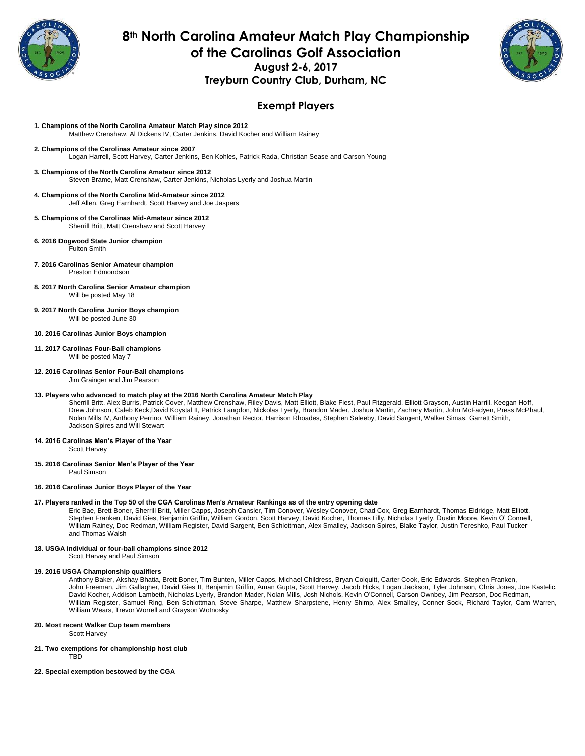# 8th North Carolina Amateur Match Play Championship of the Carolinas Golf Association

### August 2-6, 2017

### Treyburn Country Club, Durham, NC

## Exempt Players

**1. Champions of the North Carolina Amateur Match Play since 2012**
Matthew Crenshaw, Al Dickens IV, Carter Jenkins, David Kocher and William Rainey

**2. Champions of the Carolinas Amateur since 2007**
Logan Harrell, Scott Harvey, Carter Jenkins, Ben Kohles, Patrick Rada, Christian Sease and Carson Young

**3. Champions of the North Carolina Amateur since 2012**
Steven Brame, Matt Crenshaw, Carter Jenkins, Nicholas Lyerly and Joshua Martin

**4. Champions of the North Carolina Mid-Amateur since 2012**
Jeff Allen, Greg Earnhardt, Scott Harvey and Joe Jaspers

**5. Champions of the Carolinas Mid-Amateur since 2012**
Sherrill Britt, Matt Crenshaw and Scott Harvey

**6. 2016 Dogwood State Junior champion**
Fulton Smith

**7. 2016 Carolinas Senior Amateur champion**
Preston Edmondson

**8. 2017 North Carolina Senior Amateur champion**
Will be posted May 18

**9. 2017 North Carolina Junior Boys champion**
Will be posted June 30

**10. 2016 Carolinas Junior Boys champion**

**11. 2017 Carolinas Four-Ball champions**
Will be posted May 7

**12. 2016 Carolinas Senior Four-Ball champions**
Jim Grainger and Jim Pearson

**13. Players who advanced to match play at the 2016 North Carolina Amateur Match Play**
Sherrill Britt, Alex Burris, Patrick Cover, Matthew Crenshaw, Riley Davis, Matt Elliott, Blake Fiest, Paul Fitzgerald, Elliott Grayson, Austin Harrill, Keegan Hoff, Drew Johnson, Caleb Keck,David Koystal II, Patrick Langdon, Nickolas Lyerly, Brandon Mader, Joshua Martin, Zachary Martin, John McFadyen, Press McPhaul, Nolan Mills IV, Anthony Perrino, William Rainey, Jonathan Rector, Harrison Rhoades, Stephen Saleeby, David Sargent, Walker Simas, Garrett Smith, Jackson Spires and Will Stewart

**14. 2016 Carolinas Men's Player of the Year**
Scott Harvey

**15. 2016 Carolinas Senior Men's Player of the Year**
Paul Simson

**16. 2016 Carolinas Junior Boys Player of the Year**

**17. Players ranked in the Top 50 of the CGA Carolinas Men's Amateur Rankings as of the entry opening date**
Eric Bae, Brett Boner, Sherrill Britt, Miller Capps, Joseph Cansler, Tim Conover, Wesley Conover, Chad Cox, Greg Earnhardt, Thomas Eldridge, Matt Elliott, Stephen Franken, David Gies, Benjamin Griffin, William Gordon, Scott Harvey, David Kocher, Thomas Lilly, Nicholas Lyerly, Dustin Moore, Kevin O' Connell, William Rainey, Doc Redman, William Register, David Sargent, Ben Schlottman, Alex Smalley, Jackson Spires, Blake Taylor, Justin Tereshko, Paul Tucker and Thomas Walsh

**18. USGA individual or four-ball champions since 2012**
Scott Harvey and Paul Simson

**19. 2016 USGA Championship qualifiers**
Anthony Baker, Akshay Bhatia, Brett Boner, Tim Bunten, Miller Capps, Michael Childress, Bryan Colquitt, Carter Cook, Eric Edwards, Stephen Franken, John Freeman, Jim Gallagher, David Gies II, Benjamin Griffin, Aman Gupta, Scott Harvey, Jacob Hicks, Logan Jackson, Tyler Johnson, Chris Jones, Joe Kastelic, David Kocher, Addison Lambeth, Nicholas Lyerly, Brandon Mader, Nolan Mills, Josh Nichols, Kevin O'Connell, Carson Ownbey, Jim Pearson, Doc Redman, William Register, Samuel Ring, Ben Schlottman, Steve Sharpe, Matthew Sharpstene, Henry Shimp, Alex Smalley, Conner Sock, Richard Taylor, Cam Warren, William Wears, Trevor Worrell and Grayson Wotnosky

**20. Most recent Walker Cup team members**
Scott Harvey

**21. Two exemptions for championship host club**
TBD

**22. Special exemption bestowed by the CGA**